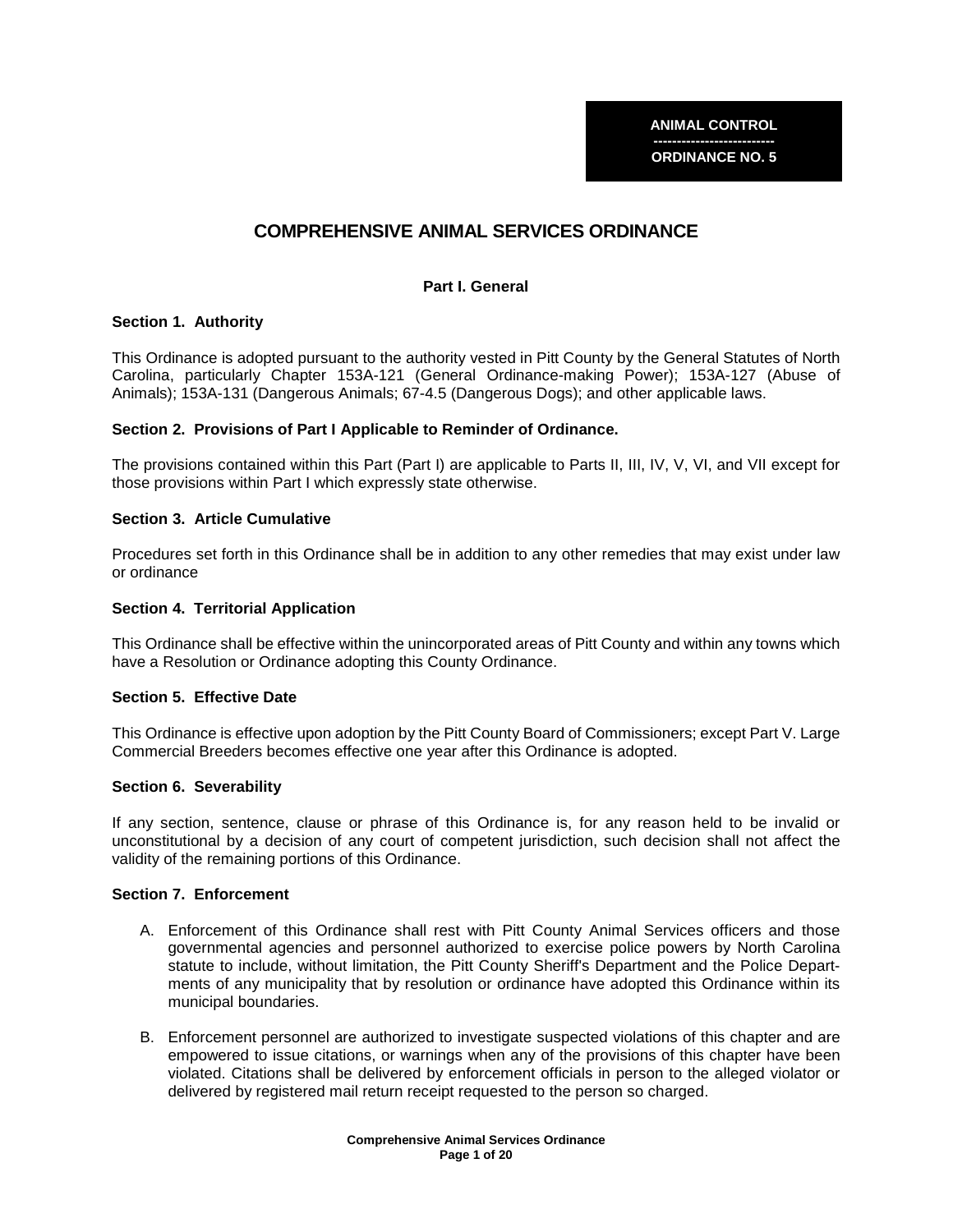**ANIMAL CONTROL**
**-------------------------**
**ORDINANCE NO. 5**

# COMPREHENSIVE ANIMAL SERVICES ORDINANCE

## Part I. General

### Section 1. Authority

This Ordinance is adopted pursuant to the authority vested in Pitt County by the General Statutes of North Carolina, particularly Chapter 153A-121 (General Ordinance-making Power); 153A-127 (Abuse of Animals); 153A-131 (Dangerous Animals; 67-4.5 (Dangerous Dogs); and other applicable laws.

### Section 2. Provisions of Part I Applicable to Reminder of Ordinance.

The provisions contained within this Part (Part I) are applicable to Parts II, III, IV, V, VI, and VII except for those provisions within Part I which expressly state otherwise.

### Section 3. Article Cumulative

Procedures set forth in this Ordinance shall be in addition to any other remedies that may exist under law or ordinance

### Section 4. Territorial Application

This Ordinance shall be effective within the unincorporated areas of Pitt County and within any towns which have a Resolution or Ordinance adopting this County Ordinance.

### Section 5. Effective Date

This Ordinance is effective upon adoption by the Pitt County Board of Commissioners; except Part V. Large Commercial Breeders becomes effective one year after this Ordinance is adopted.

### Section 6. Severability

If any section, sentence, clause or phrase of this Ordinance is, for any reason held to be invalid or unconstitutional by a decision of any court of competent jurisdiction, such decision shall not affect the validity of the remaining portions of this Ordinance.

### Section 7. Enforcement

A. Enforcement of this Ordinance shall rest with Pitt County Animal Services officers and those governmental agencies and personnel authorized to exercise police powers by North Carolina statute to include, without limitation, the Pitt County Sheriff's Department and the Police Departments of any municipality that by resolution or ordinance have adopted this Ordinance within its municipal boundaries.

B. Enforcement personnel are authorized to investigate suspected violations of this chapter and are empowered to issue citations, or warnings when any of the provisions of this chapter have been violated. Citations shall be delivered by enforcement officials in person to the alleged violator or delivered by registered mail return receipt requested to the person so charged.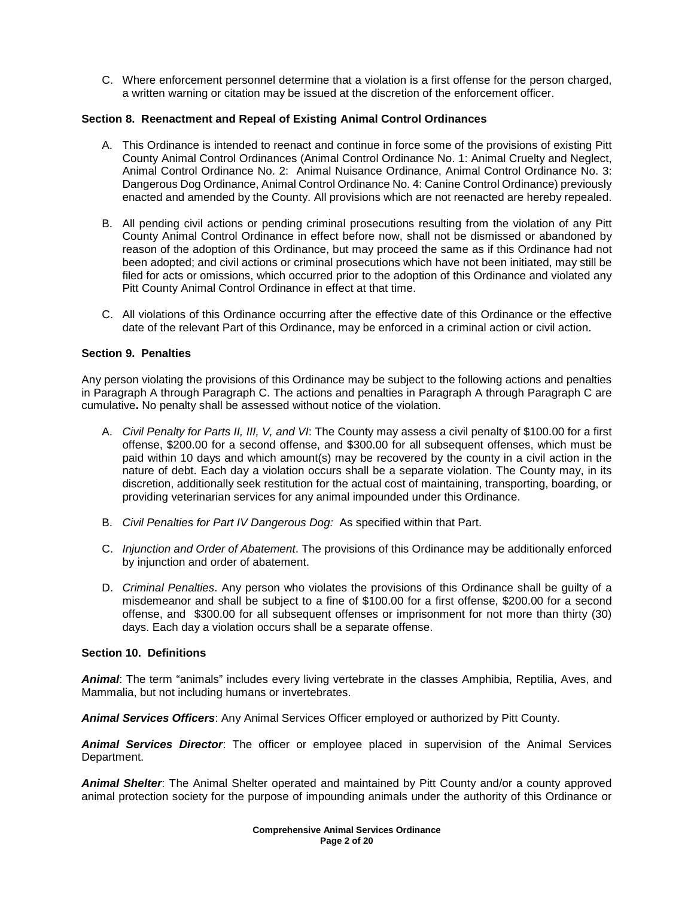C. Where enforcement personnel determine that a violation is a first offense for the person charged, a written warning or citation may be issued at the discretion of the enforcement officer.

**Section 8. Reenactment and Repeal of Existing Animal Control Ordinances**

A. This Ordinance is intended to reenact and continue in force some of the provisions of existing Pitt County Animal Control Ordinances (Animal Control Ordinance No. 1: Animal Cruelty and Neglect, Animal Control Ordinance No. 2: Animal Nuisance Ordinance, Animal Control Ordinance No. 3: Dangerous Dog Ordinance, Animal Control Ordinance No. 4: Canine Control Ordinance) previously enacted and amended by the County. All provisions which are not reenacted are hereby repealed.

B. All pending civil actions or pending criminal prosecutions resulting from the violation of any Pitt County Animal Control Ordinance in effect before now, shall not be dismissed or abandoned by reason of the adoption of this Ordinance, but may proceed the same as if this Ordinance had not been adopted; and civil actions or criminal prosecutions which have not been initiated, may still be filed for acts or omissions, which occurred prior to the adoption of this Ordinance and violated any Pitt County Animal Control Ordinance in effect at that time.

C. All violations of this Ordinance occurring after the effective date of this Ordinance or the effective date of the relevant Part of this Ordinance, may be enforced in a criminal action or civil action.

**Section 9. Penalties**

Any person violating the provisions of this Ordinance may be subject to the following actions and penalties in Paragraph A through Paragraph C. The actions and penalties in Paragraph A through Paragraph C are cumulative**.** No penalty shall be assessed without notice of the violation.

A. *Civil Penalty for Parts II, III, V, and VI*: The County may assess a civil penalty of $100.00 for a first offense, $200.00 for a second offense, and $300.00 for all subsequent offenses, which must be paid within 10 days and which amount(s) may be recovered by the county in a civil action in the nature of debt. Each day a violation occurs shall be a separate violation. The County may, in its discretion, additionally seek restitution for the actual cost of maintaining, transporting, boarding, or providing veterinarian services for any animal impounded under this Ordinance.

B. *Civil Penalties for Part IV Dangerous Dog:* As specified within that Part.

C. *Injunction and Order of Abatement*. The provisions of this Ordinance may be additionally enforced by injunction and order of abatement.

D. *Criminal Penalties*. Any person who violates the provisions of this Ordinance shall be guilty of a misdemeanor and shall be subject to a fine of $100.00 for a first offense, $200.00 for a second offense, and $300.00 for all subsequent offenses or imprisonment for not more than thirty (30) days. Each day a violation occurs shall be a separate offense.

**Section 10. Definitions**

***Animal***: The term "animals" includes every living vertebrate in the classes Amphibia, Reptilia, Aves, and Mammalia, but not including humans or invertebrates.

***Animal Services Officers***: Any Animal Services Officer employed or authorized by Pitt County.

***Animal Services Director***: The officer or employee placed in supervision of the Animal Services Department.

***Animal Shelter***: The Animal Shelter operated and maintained by Pitt County and/or a county approved animal protection society for the purpose of impounding animals under the authority of this Ordinance or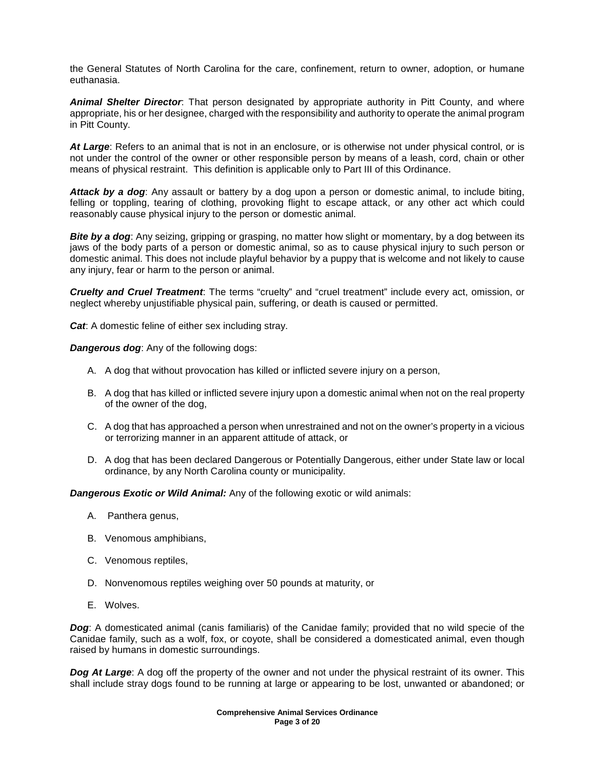the General Statutes of North Carolina for the care, confinement, return to owner, adoption, or humane euthanasia.

***Animal Shelter Director***: That person designated by appropriate authority in Pitt County, and where appropriate, his or her designee, charged with the responsibility and authority to operate the animal program in Pitt County.

***At Large***: Refers to an animal that is not in an enclosure, or is otherwise not under physical control, or is not under the control of the owner or other responsible person by means of a leash, cord, chain or other means of physical restraint. This definition is applicable only to Part III of this Ordinance.

***Attack by a dog***: Any assault or battery by a dog upon a person or domestic animal, to include biting, felling or toppling, tearing of clothing, provoking flight to escape attack, or any other act which could reasonably cause physical injury to the person or domestic animal.

***Bite by a dog***: Any seizing, gripping or grasping, no matter how slight or momentary, by a dog between its jaws of the body parts of a person or domestic animal, so as to cause physical injury to such person or domestic animal. This does not include playful behavior by a puppy that is welcome and not likely to cause any injury, fear or harm to the person or animal.

***Cruelty and Cruel Treatment***: The terms "cruelty" and "cruel treatment" include every act, omission, or neglect whereby unjustifiable physical pain, suffering, or death is caused or permitted.

***Cat***: A domestic feline of either sex including stray.

***Dangerous dog***: Any of the following dogs:

A. A dog that without provocation has killed or inflicted severe injury on a person,

B. A dog that has killed or inflicted severe injury upon a domestic animal when not on the real property of the owner of the dog,

C. A dog that has approached a person when unrestrained and not on the owner's property in a vicious or terrorizing manner in an apparent attitude of attack, or

D. A dog that has been declared Dangerous or Potentially Dangerous, either under State law or local ordinance, by any North Carolina county or municipality.

***Dangerous Exotic or Wild Animal:*** Any of the following exotic or wild animals:

A. Panthera genus,

B. Venomous amphibians,

C. Venomous reptiles,

D. Nonvenomous reptiles weighing over 50 pounds at maturity, or

E. Wolves.

***Dog***: A domesticated animal (canis familiaris) of the Canidae family; provided that no wild specie of the Canidae family, such as a wolf, fox, or coyote, shall be considered a domesticated animal, even though raised by humans in domestic surroundings.

***Dog At Large***: A dog off the property of the owner and not under the physical restraint of its owner. This shall include stray dogs found to be running at large or appearing to be lost, unwanted or abandoned; or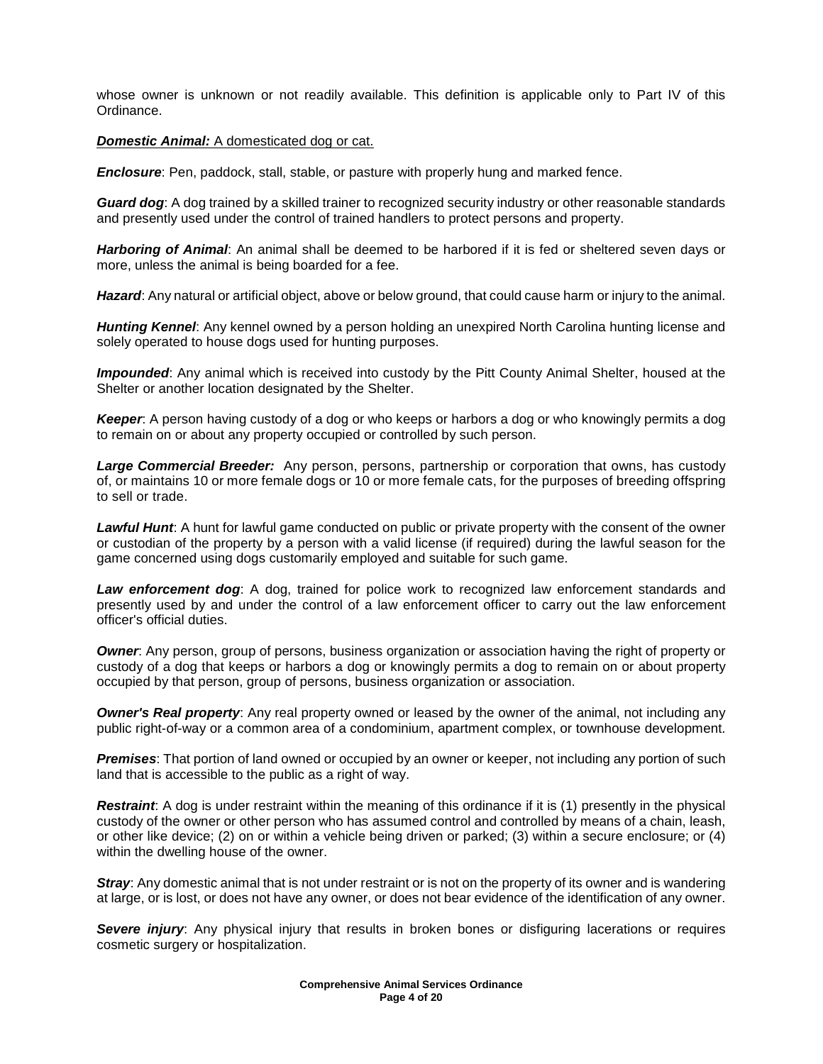whose owner is unknown or not readily available. This definition is applicable only to Part IV of this Ordinance.

***Domestic Animal:*** A domesticated dog or cat.

***Enclosure***: Pen, paddock, stall, stable, or pasture with properly hung and marked fence.

***Guard dog***: A dog trained by a skilled trainer to recognized security industry or other reasonable standards and presently used under the control of trained handlers to protect persons and property.

***Harboring of Animal***: An animal shall be deemed to be harbored if it is fed or sheltered seven days or more, unless the animal is being boarded for a fee.

***Hazard***: Any natural or artificial object, above or below ground, that could cause harm or injury to the animal.

***Hunting Kennel***: Any kennel owned by a person holding an unexpired North Carolina hunting license and solely operated to house dogs used for hunting purposes.

***Impounded***: Any animal which is received into custody by the Pitt County Animal Shelter, housed at the Shelter or another location designated by the Shelter.

***Keeper***: A person having custody of a dog or who keeps or harbors a dog or who knowingly permits a dog to remain on or about any property occupied or controlled by such person.

***Large Commercial Breeder:*** Any person, persons, partnership or corporation that owns, has custody of, or maintains 10 or more female dogs or 10 or more female cats, for the purposes of breeding offspring to sell or trade.

***Lawful Hunt***: A hunt for lawful game conducted on public or private property with the consent of the owner or custodian of the property by a person with a valid license (if required) during the lawful season for the game concerned using dogs customarily employed and suitable for such game.

***Law enforcement dog***: A dog, trained for police work to recognized law enforcement standards and presently used by and under the control of a law enforcement officer to carry out the law enforcement officer's official duties.

***Owner***: Any person, group of persons, business organization or association having the right of property or custody of a dog that keeps or harbors a dog or knowingly permits a dog to remain on or about property occupied by that person, group of persons, business organization or association.

***Owner's Real property***: Any real property owned or leased by the owner of the animal, not including any public right-of-way or a common area of a condominium, apartment complex, or townhouse development.

***Premises***: That portion of land owned or occupied by an owner or keeper, not including any portion of such land that is accessible to the public as a right of way.

***Restraint***: A dog is under restraint within the meaning of this ordinance if it is (1) presently in the physical custody of the owner or other person who has assumed control and controlled by means of a chain, leash, or other like device; (2) on or within a vehicle being driven or parked; (3) within a secure enclosure; or (4) within the dwelling house of the owner.

***Stray***: Any domestic animal that is not under restraint or is not on the property of its owner and is wandering at large, or is lost, or does not have any owner, or does not bear evidence of the identification of any owner.

***Severe injury***: Any physical injury that results in broken bones or disfiguring lacerations or requires cosmetic surgery or hospitalization.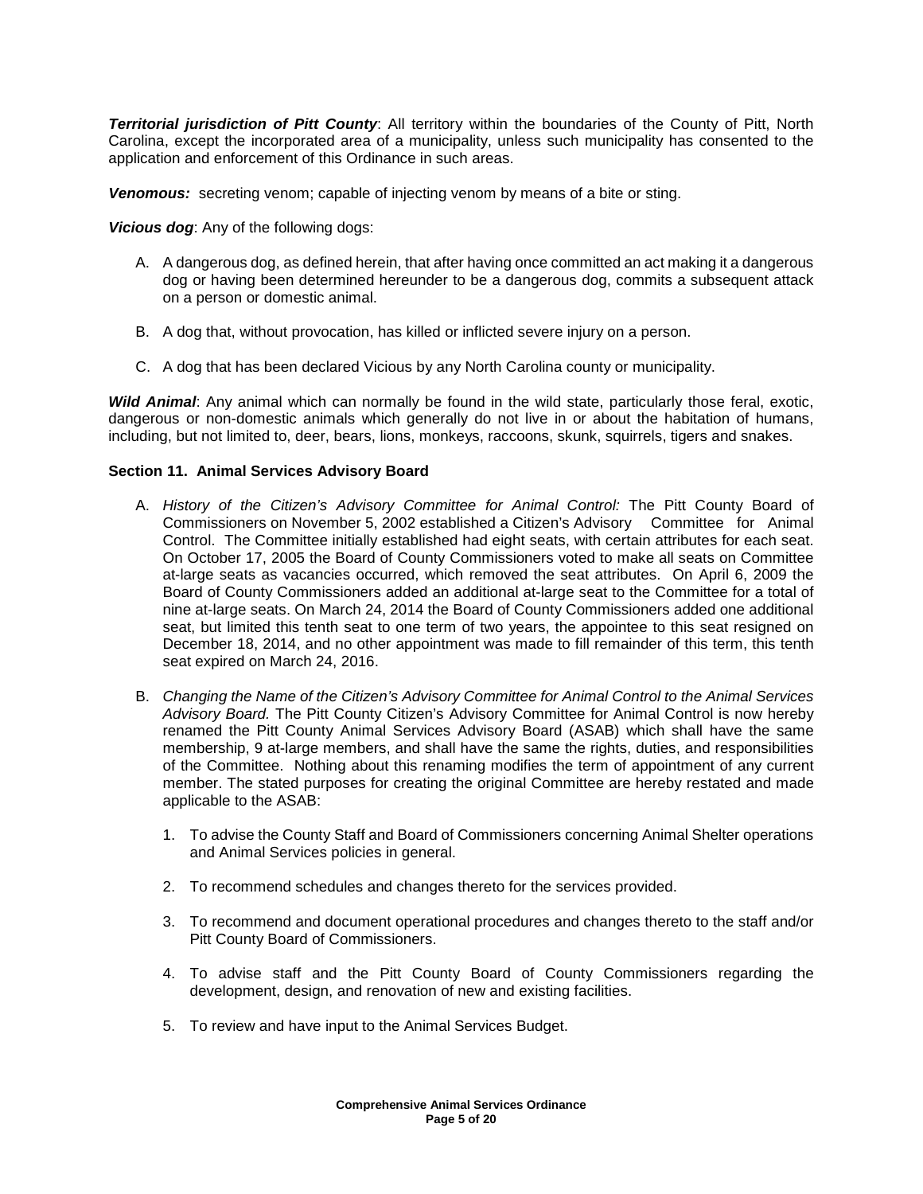***Territorial jurisdiction of Pitt County***: All territory within the boundaries of the County of Pitt, North Carolina, except the incorporated area of a municipality, unless such municipality has consented to the application and enforcement of this Ordinance in such areas.

***Venomous:*** secreting venom; capable of injecting venom by means of a bite or sting.

***Vicious dog***: Any of the following dogs:

A. A dangerous dog, as defined herein, that after having once committed an act making it a dangerous dog or having been determined hereunder to be a dangerous dog, commits a subsequent attack on a person or domestic animal.

B. A dog that, without provocation, has killed or inflicted severe injury on a person.

C. A dog that has been declared Vicious by any North Carolina county or municipality.

***Wild Animal***: Any animal which can normally be found in the wild state, particularly those feral, exotic, dangerous or non-domestic animals which generally do not live in or about the habitation of humans, including, but not limited to, deer, bears, lions, monkeys, raccoons, skunk, squirrels, tigers and snakes.

**Section 11. Animal Services Advisory Board**

A. *History of the Citizen's Advisory Committee for Animal Control:* The Pitt County Board of Commissioners on November 5, 2002 established a Citizen's Advisory Committee for Animal Control. The Committee initially established had eight seats, with certain attributes for each seat. On October 17, 2005 the Board of County Commissioners voted to make all seats on Committee at-large seats as vacancies occurred, which removed the seat attributes. On April 6, 2009 the Board of County Commissioners added an additional at-large seat to the Committee for a total of nine at-large seats. On March 24, 2014 the Board of County Commissioners added one additional seat, but limited this tenth seat to one term of two years, the appointee to this seat resigned on December 18, 2014, and no other appointment was made to fill remainder of this term, this tenth seat expired on March 24, 2016.

B. *Changing the Name of the Citizen's Advisory Committee for Animal Control to the Animal Services Advisory Board.* The Pitt County Citizen's Advisory Committee for Animal Control is now hereby renamed the Pitt County Animal Services Advisory Board (ASAB) which shall have the same membership, 9 at-large members, and shall have the same the rights, duties, and responsibilities of the Committee. Nothing about this renaming modifies the term of appointment of any current member. The stated purposes for creating the original Committee are hereby restated and made applicable to the ASAB:

   1. To advise the County Staff and Board of Commissioners concerning Animal Shelter operations and Animal Services policies in general.

   2. To recommend schedules and changes thereto for the services provided.

   3. To recommend and document operational procedures and changes thereto to the staff and/or Pitt County Board of Commissioners.

   4. To advise staff and the Pitt County Board of County Commissioners regarding the development, design, and renovation of new and existing facilities.

   5. To review and have input to the Animal Services Budget.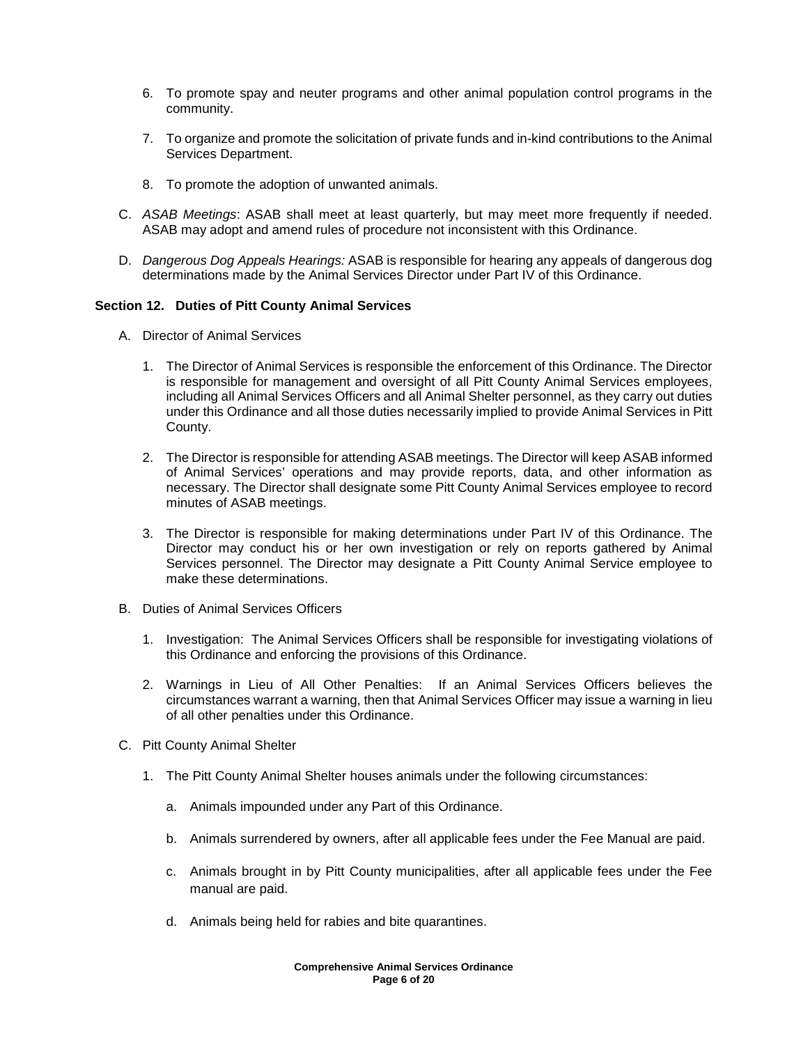6. To promote spay and neuter programs and other animal population control programs in the community.

7. To organize and promote the solicitation of private funds and in-kind contributions to the Animal Services Department.

8. To promote the adoption of unwanted animals.

C. *ASAB Meetings*: ASAB shall meet at least quarterly, but may meet more frequently if needed. ASAB may adopt and amend rules of procedure not inconsistent with this Ordinance.

D. *Dangerous Dog Appeals Hearings:* ASAB is responsible for hearing any appeals of dangerous dog determinations made by the Animal Services Director under Part IV of this Ordinance.

**Section 12. Duties of Pitt County Animal Services**

A. Director of Animal Services

1. The Director of Animal Services is responsible the enforcement of this Ordinance. The Director is responsible for management and oversight of all Pitt County Animal Services employees, including all Animal Services Officers and all Animal Shelter personnel, as they carry out duties under this Ordinance and all those duties necessarily implied to provide Animal Services in Pitt County.

2. The Director is responsible for attending ASAB meetings. The Director will keep ASAB informed of Animal Services' operations and may provide reports, data, and other information as necessary. The Director shall designate some Pitt County Animal Services employee to record minutes of ASAB meetings.

3. The Director is responsible for making determinations under Part IV of this Ordinance. The Director may conduct his or her own investigation or rely on reports gathered by Animal Services personnel. The Director may designate a Pitt County Animal Service employee to make these determinations.

B. Duties of Animal Services Officers

1. Investigation: The Animal Services Officers shall be responsible for investigating violations of this Ordinance and enforcing the provisions of this Ordinance.

2. Warnings in Lieu of All Other Penalties: If an Animal Services Officers believes the circumstances warrant a warning, then that Animal Services Officer may issue a warning in lieu of all other penalties under this Ordinance.

C. Pitt County Animal Shelter

1. The Pitt County Animal Shelter houses animals under the following circumstances:

   a. Animals impounded under any Part of this Ordinance.

   b. Animals surrendered by owners, after all applicable fees under the Fee Manual are paid.

   c. Animals brought in by Pitt County municipalities, after all applicable fees under the Fee manual are paid.

   d. Animals being held for rabies and bite quarantines.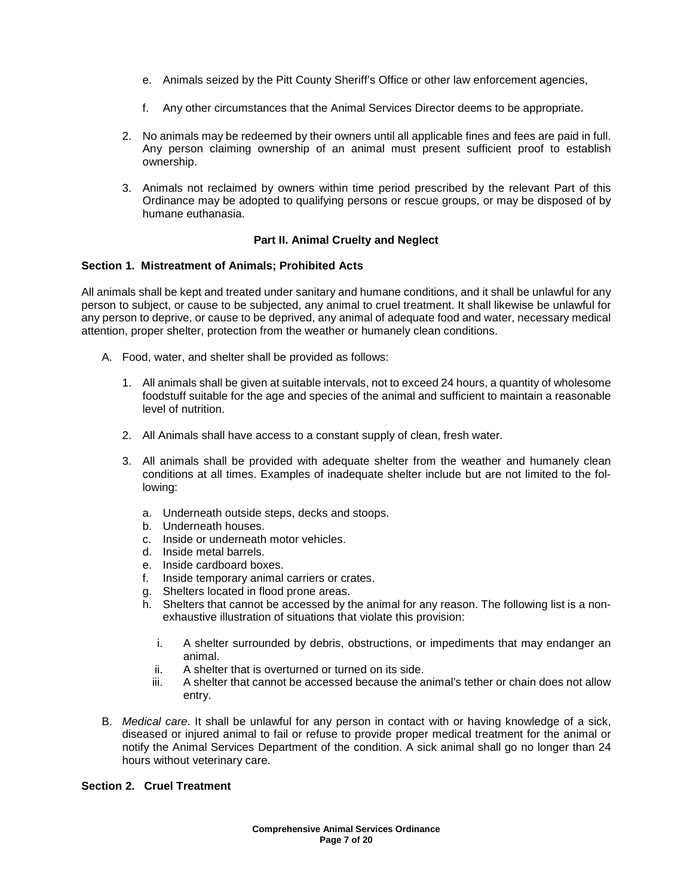e. Animals seized by the Pitt County Sheriff's Office or other law enforcement agencies,

   f. Any other circumstances that the Animal Services Director deems to be appropriate.

2. No animals may be redeemed by their owners until all applicable fines and fees are paid in full. Any person claiming ownership of an animal must present sufficient proof to establish ownership.

3. Animals not reclaimed by owners within time period prescribed by the relevant Part of this Ordinance may be adopted to qualifying persons or rescue groups, or may be disposed of by humane euthanasia.

## Part II. Animal Cruelty and Neglect

### Section 1. Mistreatment of Animals; Prohibited Acts

All animals shall be kept and treated under sanitary and humane conditions, and it shall be unlawful for any person to subject, or cause to be subjected, any animal to cruel treatment. It shall likewise be unlawful for any person to deprive, or cause to be deprived, any animal of adequate food and water, necessary medical attention, proper shelter, protection from the weather or humanely clean conditions.

A. Food, water, and shelter shall be provided as follows:

   1. All animals shall be given at suitable intervals, not to exceed 24 hours, a quantity of wholesome foodstuff suitable for the age and species of the animal and sufficient to maintain a reasonable level of nutrition.

   2. All Animals shall have access to a constant supply of clean, fresh water.

   3. All animals shall be provided with adequate shelter from the weather and humanely clean conditions at all times. Examples of inadequate shelter include but are not limited to the following:

      a. Underneath outside steps, decks and stoops.
      b. Underneath houses.
      c. Inside or underneath motor vehicles.
      d. Inside metal barrels.
      e. Inside cardboard boxes.
      f. Inside temporary animal carriers or crates.
      g. Shelters located in flood prone areas.
      h. Shelters that cannot be accessed by the animal for any reason. The following list is a non-exhaustive illustration of situations that violate this provision:

         i. A shelter surrounded by debris, obstructions, or impediments that may endanger an animal.
         ii. A shelter that is overturned or turned on its side.
         iii. A shelter that cannot be accessed because the animal's tether or chain does not allow entry.

B. *Medical care*. It shall be unlawful for any person in contact with or having knowledge of a sick, diseased or injured animal to fail or refuse to provide proper medical treatment for the animal or notify the Animal Services Department of the condition. A sick animal shall go no longer than 24 hours without veterinary care.

### Section 2. Cruel Treatment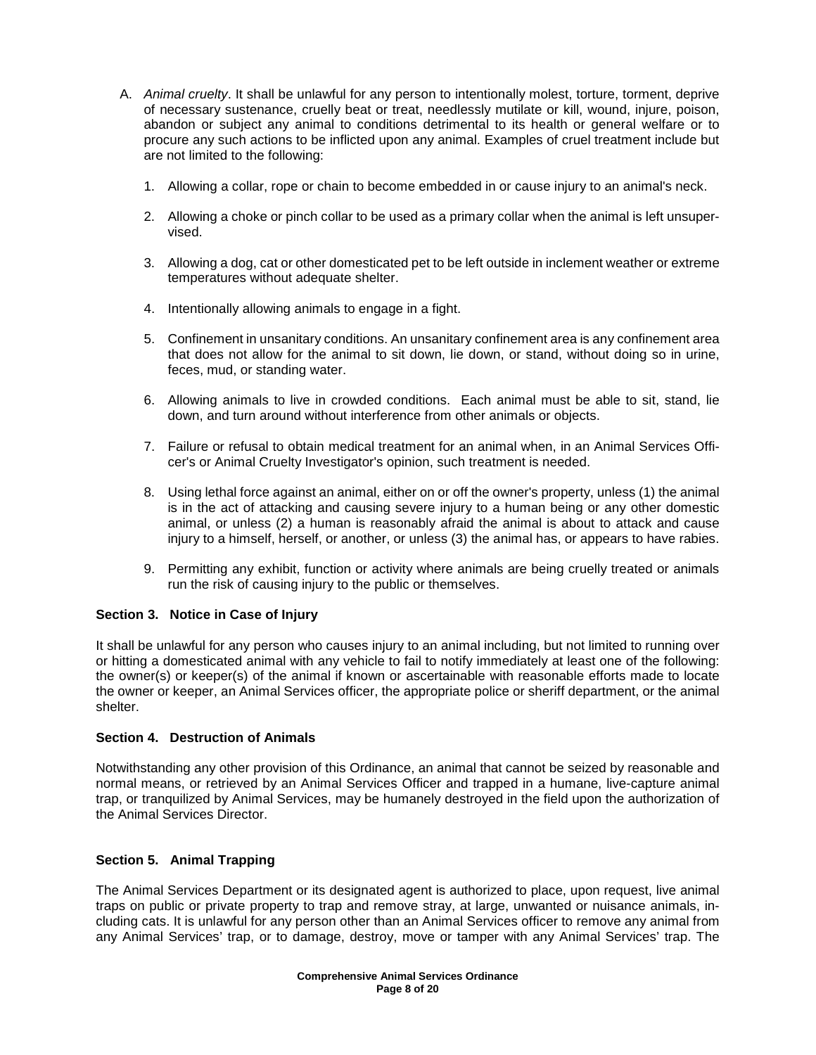A. *Animal cruelty*. It shall be unlawful for any person to intentionally molest, torture, torment, deprive of necessary sustenance, cruelly beat or treat, needlessly mutilate or kill, wound, injure, poison, abandon or subject any animal to conditions detrimental to its health or general welfare or to procure any such actions to be inflicted upon any animal. Examples of cruel treatment include but are not limited to the following:

   1. Allowing a collar, rope or chain to become embedded in or cause injury to an animal's neck.

   2. Allowing a choke or pinch collar to be used as a primary collar when the animal is left unsupervised.

   3. Allowing a dog, cat or other domesticated pet to be left outside in inclement weather or extreme temperatures without adequate shelter.

   4. Intentionally allowing animals to engage in a fight.

   5. Confinement in unsanitary conditions. An unsanitary confinement area is any confinement area that does not allow for the animal to sit down, lie down, or stand, without doing so in urine, feces, mud, or standing water.

   6. Allowing animals to live in crowded conditions. Each animal must be able to sit, stand, lie down, and turn around without interference from other animals or objects.

   7. Failure or refusal to obtain medical treatment for an animal when, in an Animal Services Officer's or Animal Cruelty Investigator's opinion, such treatment is needed.

   8. Using lethal force against an animal, either on or off the owner's property, unless (1) the animal is in the act of attacking and causing severe injury to a human being or any other domestic animal, or unless (2) a human is reasonably afraid the animal is about to attack and cause injury to a himself, herself, or another, or unless (3) the animal has, or appears to have rabies.

   9. Permitting any exhibit, function or activity where animals are being cruelly treated or animals run the risk of causing injury to the public or themselves.

### Section 3. Notice in Case of Injury

It shall be unlawful for any person who causes injury to an animal including, but not limited to running over or hitting a domesticated animal with any vehicle to fail to notify immediately at least one of the following: the owner(s) or keeper(s) of the animal if known or ascertainable with reasonable efforts made to locate the owner or keeper, an Animal Services officer, the appropriate police or sheriff department, or the animal shelter.

### Section 4. Destruction of Animals

Notwithstanding any other provision of this Ordinance, an animal that cannot be seized by reasonable and normal means, or retrieved by an Animal Services Officer and trapped in a humane, live-capture animal trap, or tranquilized by Animal Services, may be humanely destroyed in the field upon the authorization of the Animal Services Director.

### Section 5. Animal Trapping

The Animal Services Department or its designated agent is authorized to place, upon request, live animal traps on public or private property to trap and remove stray, at large, unwanted or nuisance animals, including cats. It is unlawful for any person other than an Animal Services officer to remove any animal from any Animal Services' trap, or to damage, destroy, move or tamper with any Animal Services' trap. The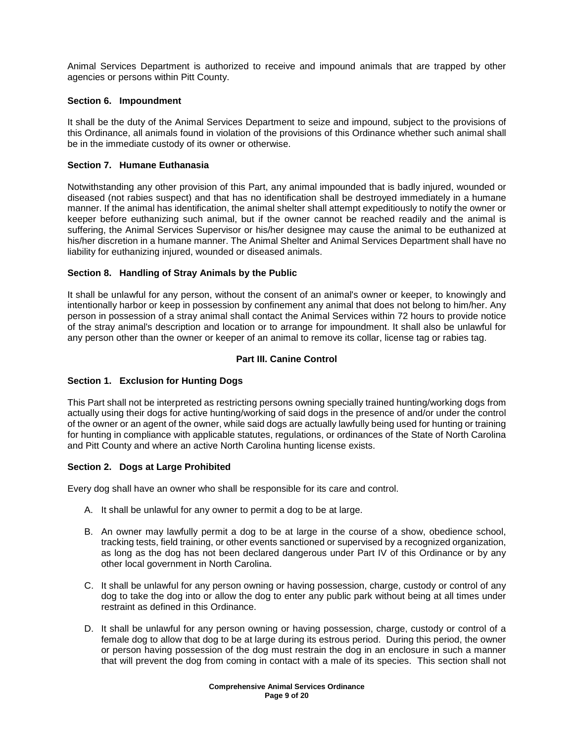Animal Services Department is authorized to receive and impound animals that are trapped by other agencies or persons within Pitt County.

### Section 6. Impoundment

It shall be the duty of the Animal Services Department to seize and impound, subject to the provisions of this Ordinance, all animals found in violation of the provisions of this Ordinance whether such animal shall be in the immediate custody of its owner or otherwise.

### Section 7. Humane Euthanasia

Notwithstanding any other provision of this Part, any animal impounded that is badly injured, wounded or diseased (not rabies suspect) and that has no identification shall be destroyed immediately in a humane manner. If the animal has identification, the animal shelter shall attempt expeditiously to notify the owner or keeper before euthanizing such animal, but if the owner cannot be reached readily and the animal is suffering, the Animal Services Supervisor or his/her designee may cause the animal to be euthanized at his/her discretion in a humane manner. The Animal Shelter and Animal Services Department shall have no liability for euthanizing injured, wounded or diseased animals.

### Section 8. Handling of Stray Animals by the Public

It shall be unlawful for any person, without the consent of an animal's owner or keeper, to knowingly and intentionally harbor or keep in possession by confinement any animal that does not belong to him/her. Any person in possession of a stray animal shall contact the Animal Services within 72 hours to provide notice of the stray animal's description and location or to arrange for impoundment. It shall also be unlawful for any person other than the owner or keeper of an animal to remove its collar, license tag or rabies tag.

## Part III. Canine Control

### Section 1. Exclusion for Hunting Dogs

This Part shall not be interpreted as restricting persons owning specially trained hunting/working dogs from actually using their dogs for active hunting/working of said dogs in the presence of and/or under the control of the owner or an agent of the owner, while said dogs are actually lawfully being used for hunting or training for hunting in compliance with applicable statutes, regulations, or ordinances of the State of North Carolina and Pitt County and where an active North Carolina hunting license exists.

### Section 2. Dogs at Large Prohibited

Every dog shall have an owner who shall be responsible for its care and control.

A. It shall be unlawful for any owner to permit a dog to be at large.

B. An owner may lawfully permit a dog to be at large in the course of a show, obedience school, tracking tests, field training, or other events sanctioned or supervised by a recognized organization, as long as the dog has not been declared dangerous under Part IV of this Ordinance or by any other local government in North Carolina.

C. It shall be unlawful for any person owning or having possession, charge, custody or control of any dog to take the dog into or allow the dog to enter any public park without being at all times under restraint as defined in this Ordinance.

D. It shall be unlawful for any person owning or having possession, charge, custody or control of a female dog to allow that dog to be at large during its estrous period. During this period, the owner or person having possession of the dog must restrain the dog in an enclosure in such a manner that will prevent the dog from coming in contact with a male of its species. This section shall not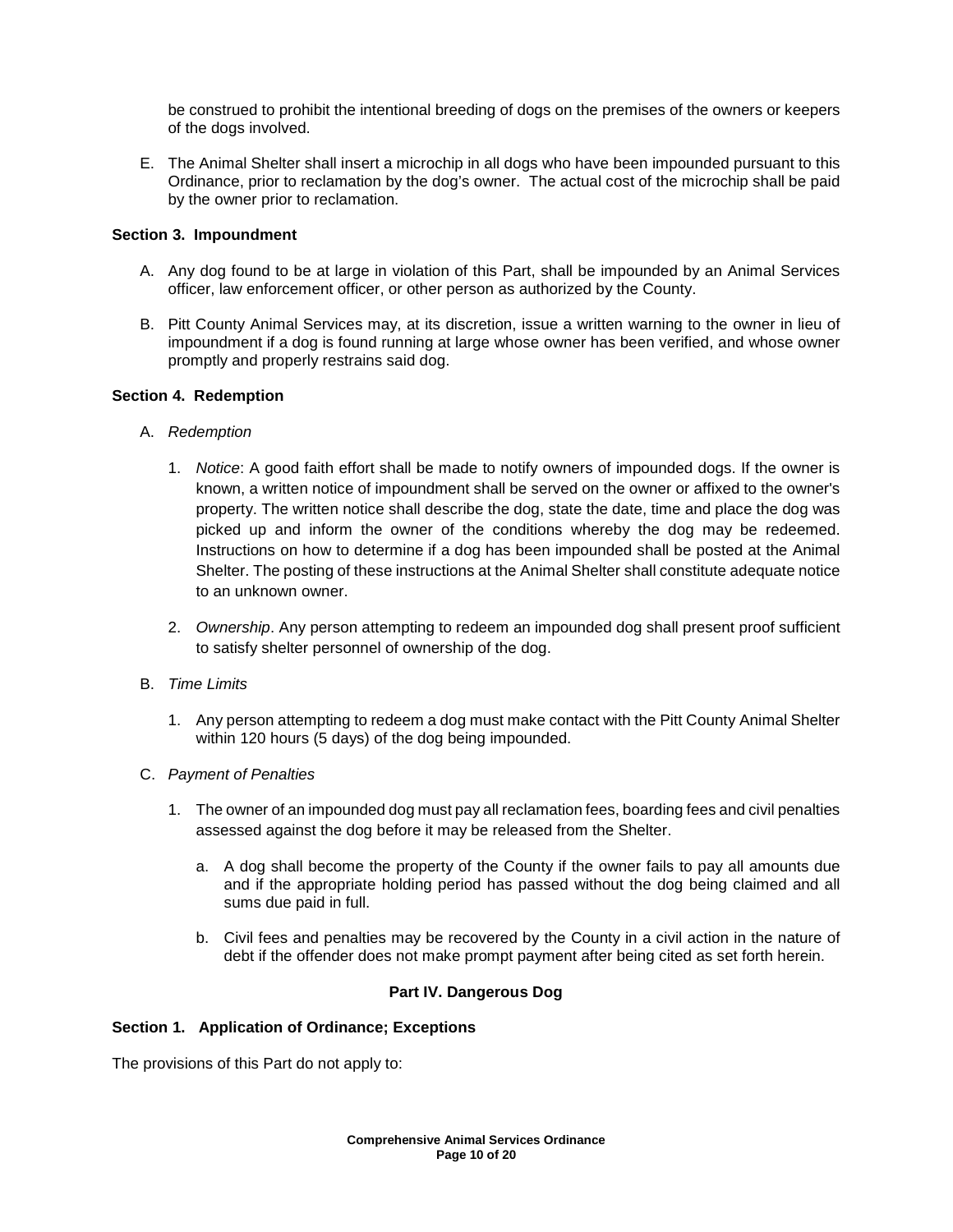be construed to prohibit the intentional breeding of dogs on the premises of the owners or keepers of the dogs involved.

E. The Animal Shelter shall insert a microchip in all dogs who have been impounded pursuant to this Ordinance, prior to reclamation by the dog's owner. The actual cost of the microchip shall be paid by the owner prior to reclamation.

**Section 3. Impoundment**

A. Any dog found to be at large in violation of this Part, shall be impounded by an Animal Services officer, law enforcement officer, or other person as authorized by the County.

B. Pitt County Animal Services may, at its discretion, issue a written warning to the owner in lieu of impoundment if a dog is found running at large whose owner has been verified, and whose owner promptly and properly restrains said dog.

**Section 4. Redemption**

A. *Redemption*

1. *Notice*: A good faith effort shall be made to notify owners of impounded dogs. If the owner is known, a written notice of impoundment shall be served on the owner or affixed to the owner's property. The written notice shall describe the dog, state the date, time and place the dog was picked up and inform the owner of the conditions whereby the dog may be redeemed. Instructions on how to determine if a dog has been impounded shall be posted at the Animal Shelter. The posting of these instructions at the Animal Shelter shall constitute adequate notice to an unknown owner.

2. *Ownership*. Any person attempting to redeem an impounded dog shall present proof sufficient to satisfy shelter personnel of ownership of the dog.

B. *Time Limits*

1. Any person attempting to redeem a dog must make contact with the Pitt County Animal Shelter within 120 hours (5 days) of the dog being impounded.

C. *Payment of Penalties*

1. The owner of an impounded dog must pay all reclamation fees, boarding fees and civil penalties assessed against the dog before it may be released from the Shelter.

   a. A dog shall become the property of the County if the owner fails to pay all amounts due and if the appropriate holding period has passed without the dog being claimed and all sums due paid in full.

   b. Civil fees and penalties may be recovered by the County in a civil action in the nature of debt if the offender does not make prompt payment after being cited as set forth herein.

**Part IV. Dangerous Dog**

**Section 1. Application of Ordinance; Exceptions**

The provisions of this Part do not apply to: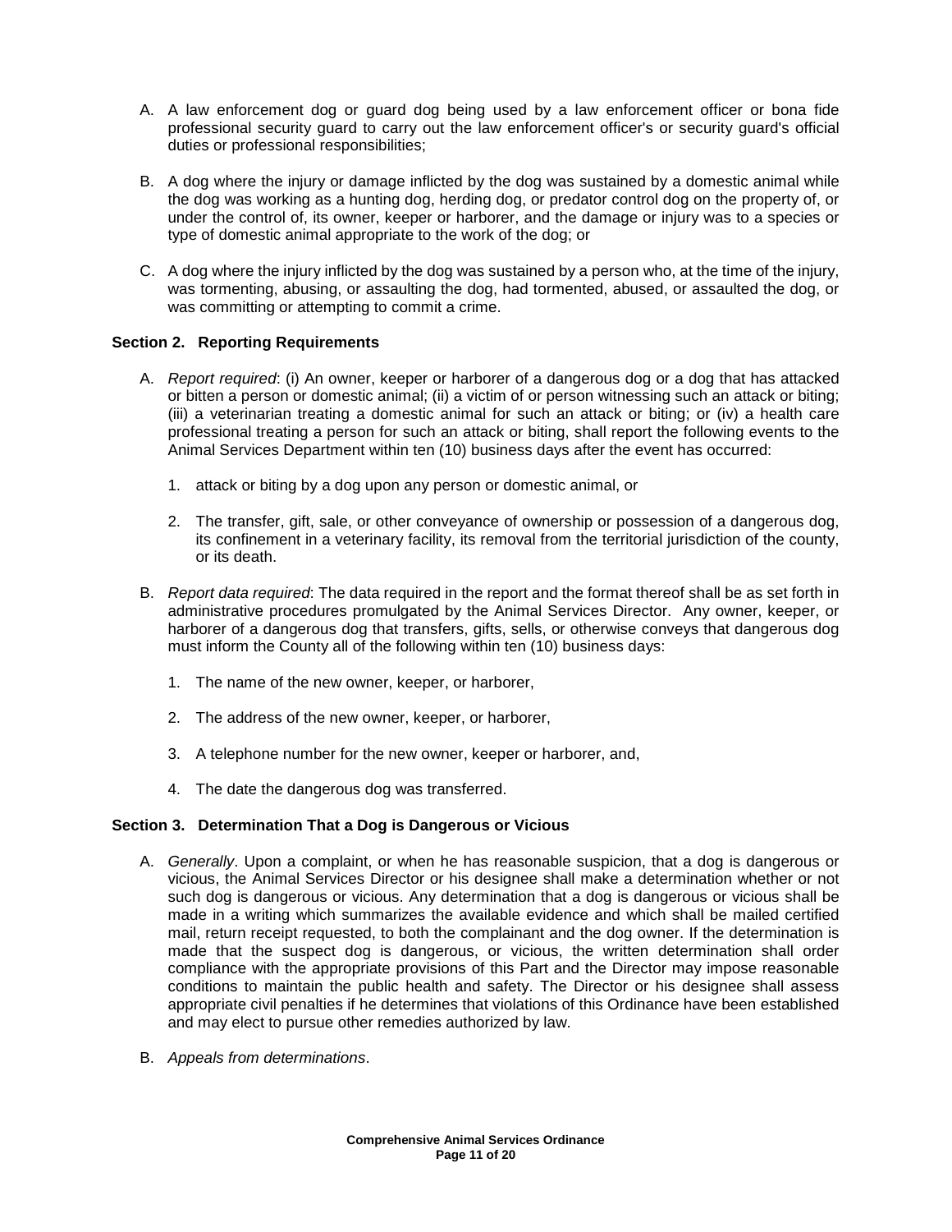A. A law enforcement dog or guard dog being used by a law enforcement officer or bona fide professional security guard to carry out the law enforcement officer's or security guard's official duties or professional responsibilities;

B. A dog where the injury or damage inflicted by the dog was sustained by a domestic animal while the dog was working as a hunting dog, herding dog, or predator control dog on the property of, or under the control of, its owner, keeper or harborer, and the damage or injury was to a species or type of domestic animal appropriate to the work of the dog; or

C. A dog where the injury inflicted by the dog was sustained by a person who, at the time of the injury, was tormenting, abusing, or assaulting the dog, had tormented, abused, or assaulted the dog, or was committing or attempting to commit a crime.

### Section 2. Reporting Requirements

A. *Report required*: (i) An owner, keeper or harborer of a dangerous dog or a dog that has attacked or bitten a person or domestic animal; (ii) a victim of or person witnessing such an attack or biting; (iii) a veterinarian treating a domestic animal for such an attack or biting; or (iv) a health care professional treating a person for such an attack or biting, shall report the following events to the Animal Services Department within ten (10) business days after the event has occurred:

   1. attack or biting by a dog upon any person or domestic animal, or

   2. The transfer, gift, sale, or other conveyance of ownership or possession of a dangerous dog, its confinement in a veterinary facility, its removal from the territorial jurisdiction of the county, or its death.

B. *Report data required*: The data required in the report and the format thereof shall be as set forth in administrative procedures promulgated by the Animal Services Director. Any owner, keeper, or harborer of a dangerous dog that transfers, gifts, sells, or otherwise conveys that dangerous dog must inform the County all of the following within ten (10) business days:

   1. The name of the new owner, keeper, or harborer,

   2. The address of the new owner, keeper, or harborer,

   3. A telephone number for the new owner, keeper or harborer, and,

   4. The date the dangerous dog was transferred.

### Section 3. Determination That a Dog is Dangerous or Vicious

A. *Generally*. Upon a complaint, or when he has reasonable suspicion, that a dog is dangerous or vicious, the Animal Services Director or his designee shall make a determination whether or not such dog is dangerous or vicious. Any determination that a dog is dangerous or vicious shall be made in a writing which summarizes the available evidence and which shall be mailed certified mail, return receipt requested, to both the complainant and the dog owner. If the determination is made that the suspect dog is dangerous, or vicious, the written determination shall order compliance with the appropriate provisions of this Part and the Director may impose reasonable conditions to maintain the public health and safety. The Director or his designee shall assess appropriate civil penalties if he determines that violations of this Ordinance have been established and may elect to pursue other remedies authorized by law.

B. *Appeals from determinations*.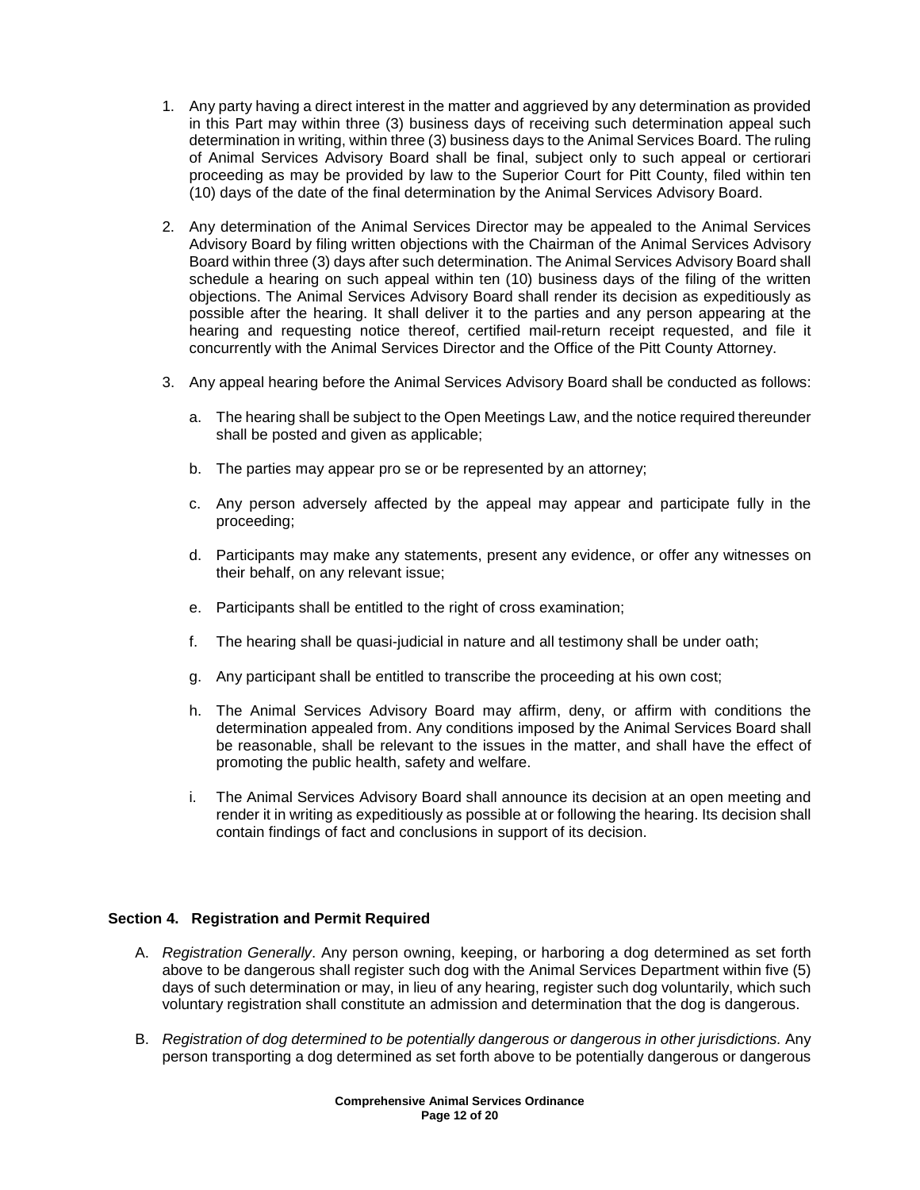1. Any party having a direct interest in the matter and aggrieved by any determination as provided in this Part may within three (3) business days of receiving such determination appeal such determination in writing, within three (3) business days to the Animal Services Board. The ruling of Animal Services Advisory Board shall be final, subject only to such appeal or certiorari proceeding as may be provided by law to the Superior Court for Pitt County, filed within ten (10) days of the date of the final determination by the Animal Services Advisory Board.

2. Any determination of the Animal Services Director may be appealed to the Animal Services Advisory Board by filing written objections with the Chairman of the Animal Services Advisory Board within three (3) days after such determination. The Animal Services Advisory Board shall schedule a hearing on such appeal within ten (10) business days of the filing of the written objections. The Animal Services Advisory Board shall render its decision as expeditiously as possible after the hearing. It shall deliver it to the parties and any person appearing at the hearing and requesting notice thereof, certified mail-return receipt requested, and file it concurrently with the Animal Services Director and the Office of the Pitt County Attorney.

3. Any appeal hearing before the Animal Services Advisory Board shall be conducted as follows:

   a. The hearing shall be subject to the Open Meetings Law, and the notice required thereunder shall be posted and given as applicable;

   b. The parties may appear pro se or be represented by an attorney;

   c. Any person adversely affected by the appeal may appear and participate fully in the proceeding;

   d. Participants may make any statements, present any evidence, or offer any witnesses on their behalf, on any relevant issue;

   e. Participants shall be entitled to the right of cross examination;

   f. The hearing shall be quasi-judicial in nature and all testimony shall be under oath;

   g. Any participant shall be entitled to transcribe the proceeding at his own cost;

   h. The Animal Services Advisory Board may affirm, deny, or affirm with conditions the determination appealed from. Any conditions imposed by the Animal Services Board shall be reasonable, shall be relevant to the issues in the matter, and shall have the effect of promoting the public health, safety and welfare.

   i. The Animal Services Advisory Board shall announce its decision at an open meeting and render it in writing as expeditiously as possible at or following the hearing. Its decision shall contain findings of fact and conclusions in support of its decision.

### Section 4. Registration and Permit Required

A. *Registration Generally*. Any person owning, keeping, or harboring a dog determined as set forth above to be dangerous shall register such dog with the Animal Services Department within five (5) days of such determination or may, in lieu of any hearing, register such dog voluntarily, which such voluntary registration shall constitute an admission and determination that the dog is dangerous.

B. *Registration of dog determined to be potentially dangerous or dangerous in other jurisdictions.* Any person transporting a dog determined as set forth above to be potentially dangerous or dangerous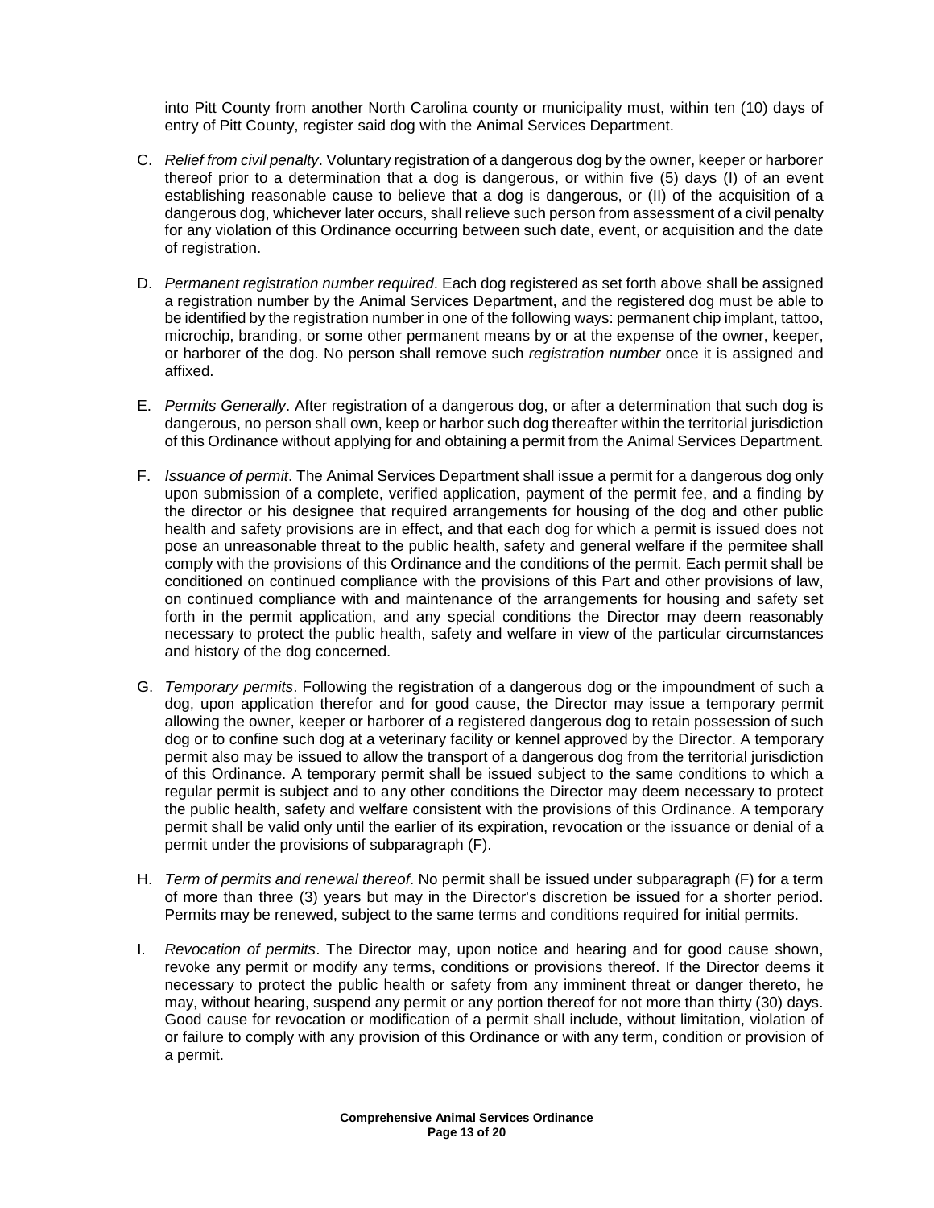into Pitt County from another North Carolina county or municipality must, within ten (10) days of entry of Pitt County, register said dog with the Animal Services Department.

C. *Relief from civil penalty*. Voluntary registration of a dangerous dog by the owner, keeper or harborer thereof prior to a determination that a dog is dangerous, or within five (5) days (I) of an event establishing reasonable cause to believe that a dog is dangerous, or (II) of the acquisition of a dangerous dog, whichever later occurs, shall relieve such person from assessment of a civil penalty for any violation of this Ordinance occurring between such date, event, or acquisition and the date of registration.

D. *Permanent registration number required*. Each dog registered as set forth above shall be assigned a registration number by the Animal Services Department, and the registered dog must be able to be identified by the registration number in one of the following ways: permanent chip implant, tattoo, microchip, branding, or some other permanent means by or at the expense of the owner, keeper, or harborer of the dog. No person shall remove such *registration number* once it is assigned and affixed.

E. *Permits Generally*. After registration of a dangerous dog, or after a determination that such dog is dangerous, no person shall own, keep or harbor such dog thereafter within the territorial jurisdiction of this Ordinance without applying for and obtaining a permit from the Animal Services Department.

F. *Issuance of permit*. The Animal Services Department shall issue a permit for a dangerous dog only upon submission of a complete, verified application, payment of the permit fee, and a finding by the director or his designee that required arrangements for housing of the dog and other public health and safety provisions are in effect, and that each dog for which a permit is issued does not pose an unreasonable threat to the public health, safety and general welfare if the permitee shall comply with the provisions of this Ordinance and the conditions of the permit. Each permit shall be conditioned on continued compliance with the provisions of this Part and other provisions of law, on continued compliance with and maintenance of the arrangements for housing and safety set forth in the permit application, and any special conditions the Director may deem reasonably necessary to protect the public health, safety and welfare in view of the particular circumstances and history of the dog concerned.

G. *Temporary permits*. Following the registration of a dangerous dog or the impoundment of such a dog, upon application therefor and for good cause, the Director may issue a temporary permit allowing the owner, keeper or harborer of a registered dangerous dog to retain possession of such dog or to confine such dog at a veterinary facility or kennel approved by the Director. A temporary permit also may be issued to allow the transport of a dangerous dog from the territorial jurisdiction of this Ordinance. A temporary permit shall be issued subject to the same conditions to which a regular permit is subject and to any other conditions the Director may deem necessary to protect the public health, safety and welfare consistent with the provisions of this Ordinance. A temporary permit shall be valid only until the earlier of its expiration, revocation or the issuance or denial of a permit under the provisions of subparagraph (F).

H. *Term of permits and renewal thereof*. No permit shall be issued under subparagraph (F) for a term of more than three (3) years but may in the Director's discretion be issued for a shorter period. Permits may be renewed, subject to the same terms and conditions required for initial permits.

I. *Revocation of permits*. The Director may, upon notice and hearing and for good cause shown, revoke any permit or modify any terms, conditions or provisions thereof. If the Director deems it necessary to protect the public health or safety from any imminent threat or danger thereto, he may, without hearing, suspend any permit or any portion thereof for not more than thirty (30) days. Good cause for revocation or modification of a permit shall include, without limitation, violation of or failure to comply with any provision of this Ordinance or with any term, condition or provision of a permit.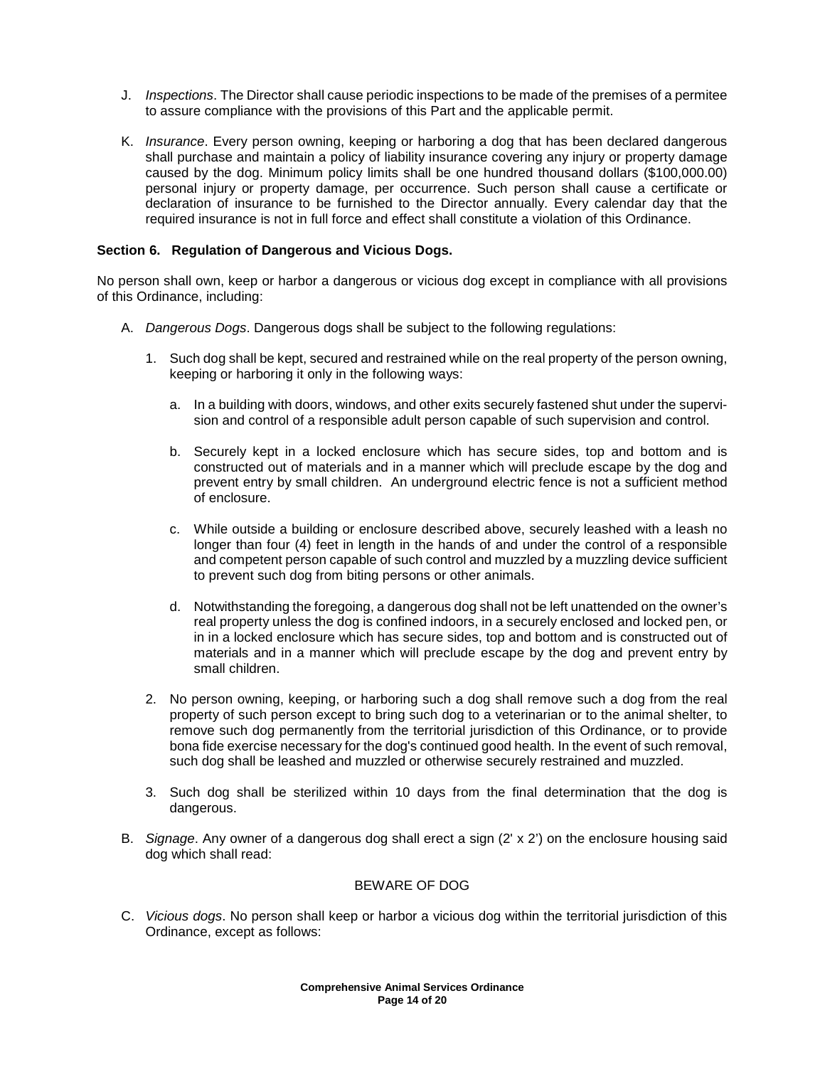J. *Inspections*. The Director shall cause periodic inspections to be made of the premises of a permitee to assure compliance with the provisions of this Part and the applicable permit.

K. *Insurance*. Every person owning, keeping or harboring a dog that has been declared dangerous shall purchase and maintain a policy of liability insurance covering any injury or property damage caused by the dog. Minimum policy limits shall be one hundred thousand dollars ($100,000.00) personal injury or property damage, per occurrence. Such person shall cause a certificate or declaration of insurance to be furnished to the Director annually. Every calendar day that the required insurance is not in full force and effect shall constitute a violation of this Ordinance.

**Section 6. Regulation of Dangerous and Vicious Dogs.**

No person shall own, keep or harbor a dangerous or vicious dog except in compliance with all provisions of this Ordinance, including:

A. *Dangerous Dogs*. Dangerous dogs shall be subject to the following regulations:

1. Such dog shall be kept, secured and restrained while on the real property of the person owning, keeping or harboring it only in the following ways:

   a. In a building with doors, windows, and other exits securely fastened shut under the supervision and control of a responsible adult person capable of such supervision and control.

   b. Securely kept in a locked enclosure which has secure sides, top and bottom and is constructed out of materials and in a manner which will preclude escape by the dog and prevent entry by small children. An underground electric fence is not a sufficient method of enclosure.

   c. While outside a building or enclosure described above, securely leashed with a leash no longer than four (4) feet in length in the hands of and under the control of a responsible and competent person capable of such control and muzzled by a muzzling device sufficient to prevent such dog from biting persons or other animals.

   d. Notwithstanding the foregoing, a dangerous dog shall not be left unattended on the owner's real property unless the dog is confined indoors, in a securely enclosed and locked pen, or in in a locked enclosure which has secure sides, top and bottom and is constructed out of materials and in a manner which will preclude escape by the dog and prevent entry by small children.

2. No person owning, keeping, or harboring such a dog shall remove such a dog from the real property of such person except to bring such dog to a veterinarian or to the animal shelter, to remove such dog permanently from the territorial jurisdiction of this Ordinance, or to provide bona fide exercise necessary for the dog's continued good health. In the event of such removal, such dog shall be leashed and muzzled or otherwise securely restrained and muzzled.

3. Such dog shall be sterilized within 10 days from the final determination that the dog is dangerous.

B. *Signage*. Any owner of a dangerous dog shall erect a sign (2' x 2') on the enclosure housing said dog which shall read:

BEWARE OF DOG

C. *Vicious dogs*. No person shall keep or harbor a vicious dog within the territorial jurisdiction of this Ordinance, except as follows: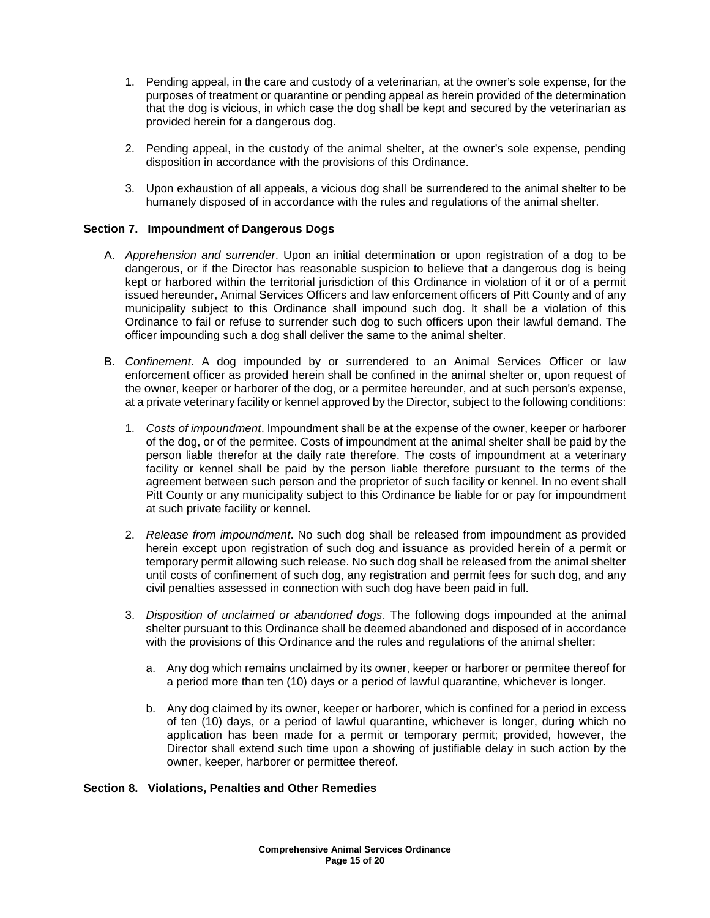1. Pending appeal, in the care and custody of a veterinarian, at the owner's sole expense, for the purposes of treatment or quarantine or pending appeal as herein provided of the determination that the dog is vicious, in which case the dog shall be kept and secured by the veterinarian as provided herein for a dangerous dog.

2. Pending appeal, in the custody of the animal shelter, at the owner's sole expense, pending disposition in accordance with the provisions of this Ordinance.

3. Upon exhaustion of all appeals, a vicious dog shall be surrendered to the animal shelter to be humanely disposed of in accordance with the rules and regulations of the animal shelter.

### Section 7. Impoundment of Dangerous Dogs

A. *Apprehension and surrender*. Upon an initial determination or upon registration of a dog to be dangerous, or if the Director has reasonable suspicion to believe that a dangerous dog is being kept or harbored within the territorial jurisdiction of this Ordinance in violation of it or of a permit issued hereunder, Animal Services Officers and law enforcement officers of Pitt County and of any municipality subject to this Ordinance shall impound such dog. It shall be a violation of this Ordinance to fail or refuse to surrender such dog to such officers upon their lawful demand. The officer impounding such a dog shall deliver the same to the animal shelter.

B. *Confinement*. A dog impounded by or surrendered to an Animal Services Officer or law enforcement officer as provided herein shall be confined in the animal shelter or, upon request of the owner, keeper or harborer of the dog, or a permitee hereunder, and at such person's expense, at a private veterinary facility or kennel approved by the Director, subject to the following conditions:

   1. *Costs of impoundment*. Impoundment shall be at the expense of the owner, keeper or harborer of the dog, or of the permitee. Costs of impoundment at the animal shelter shall be paid by the person liable therefor at the daily rate therefore. The costs of impoundment at a veterinary facility or kennel shall be paid by the person liable therefore pursuant to the terms of the agreement between such person and the proprietor of such facility or kennel. In no event shall Pitt County or any municipality subject to this Ordinance be liable for or pay for impoundment at such private facility or kennel.

   2. *Release from impoundment*. No such dog shall be released from impoundment as provided herein except upon registration of such dog and issuance as provided herein of a permit or temporary permit allowing such release. No such dog shall be released from the animal shelter until costs of confinement of such dog, any registration and permit fees for such dog, and any civil penalties assessed in connection with such dog have been paid in full.

   3. *Disposition of unclaimed or abandoned dogs*. The following dogs impounded at the animal shelter pursuant to this Ordinance shall be deemed abandoned and disposed of in accordance with the provisions of this Ordinance and the rules and regulations of the animal shelter:

      a. Any dog which remains unclaimed by its owner, keeper or harborer or permitee thereof for a period more than ten (10) days or a period of lawful quarantine, whichever is longer.

      b. Any dog claimed by its owner, keeper or harborer, which is confined for a period in excess of ten (10) days, or a period of lawful quarantine, whichever is longer, during which no application has been made for a permit or temporary permit; provided, however, the Director shall extend such time upon a showing of justifiable delay in such action by the owner, keeper, harborer or permittee thereof.

### Section 8. Violations, Penalties and Other Remedies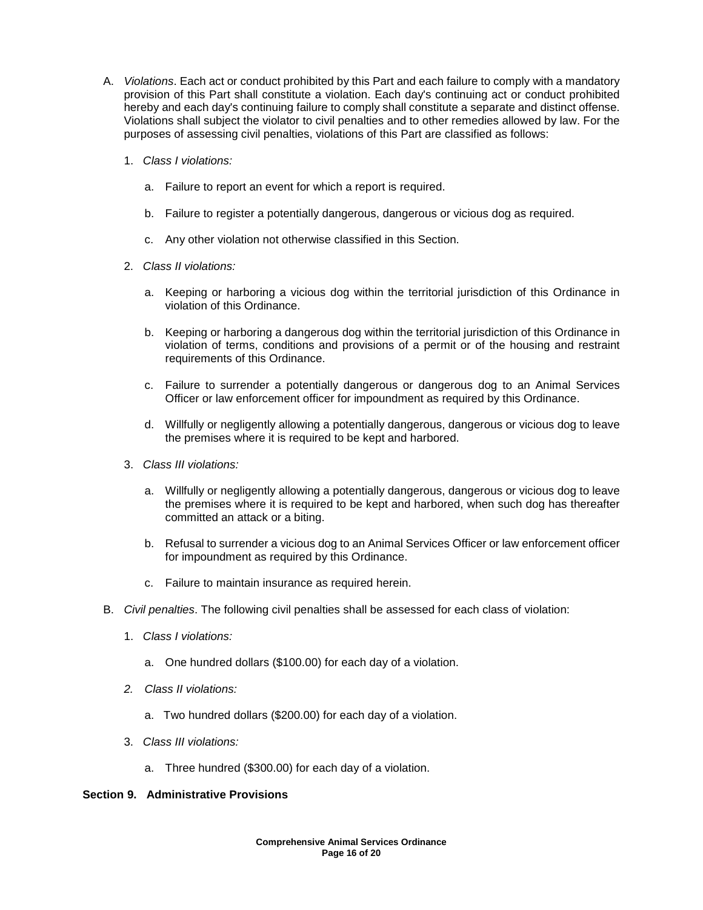A. *Violations*. Each act or conduct prohibited by this Part and each failure to comply with a mandatory provision of this Part shall constitute a violation. Each day's continuing act or conduct prohibited hereby and each day's continuing failure to comply shall constitute a separate and distinct offense. Violations shall subject the violator to civil penalties and to other remedies allowed by law. For the purposes of assessing civil penalties, violations of this Part are classified as follows:

   1. *Class I violations:*

      a. Failure to report an event for which a report is required.

      b. Failure to register a potentially dangerous, dangerous or vicious dog as required.

      c. Any other violation not otherwise classified in this Section.

   2. *Class II violations:*

      a. Keeping or harboring a vicious dog within the territorial jurisdiction of this Ordinance in violation of this Ordinance.

      b. Keeping or harboring a dangerous dog within the territorial jurisdiction of this Ordinance in violation of terms, conditions and provisions of a permit or of the housing and restraint requirements of this Ordinance.

      c. Failure to surrender a potentially dangerous or dangerous dog to an Animal Services Officer or law enforcement officer for impoundment as required by this Ordinance.

      d. Willfully or negligently allowing a potentially dangerous, dangerous or vicious dog to leave the premises where it is required to be kept and harbored.

   3. *Class III violations:*

      a. Willfully or negligently allowing a potentially dangerous, dangerous or vicious dog to leave the premises where it is required to be kept and harbored, when such dog has thereafter committed an attack or a biting.

      b. Refusal to surrender a vicious dog to an Animal Services Officer or law enforcement officer for impoundment as required by this Ordinance.

      c. Failure to maintain insurance as required herein.

B. *Civil penalties*. The following civil penalties shall be assessed for each class of violation:

   1. *Class I violations:*

      a. One hundred dollars ($100.00) for each day of a violation.

   *2. Class II violations:*

      a. Two hundred dollars ($200.00) for each day of a violation.

   3. *Class III violations:*

      a. Three hundred ($300.00) for each day of a violation.

**Section 9. Administrative Provisions**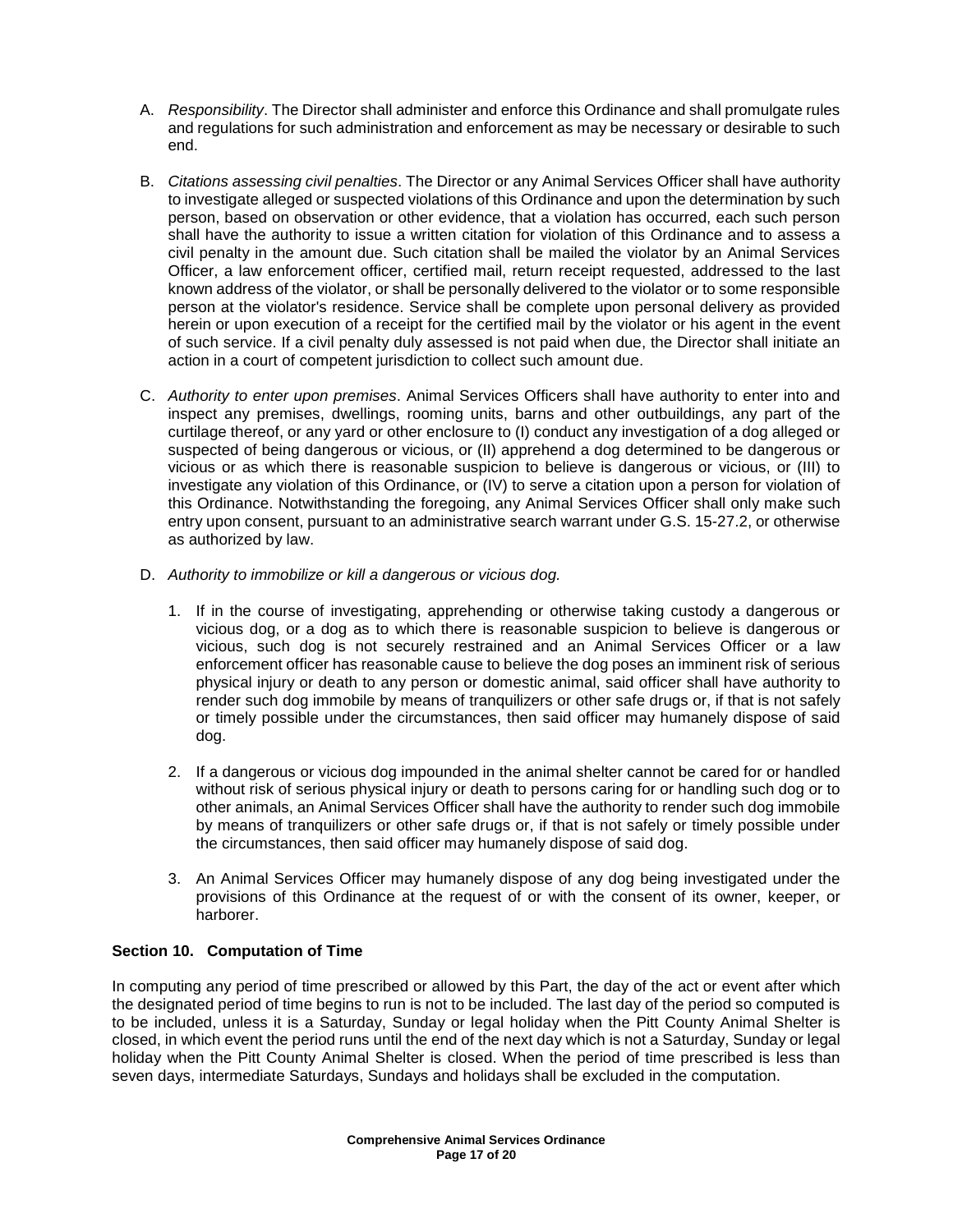A. *Responsibility*. The Director shall administer and enforce this Ordinance and shall promulgate rules and regulations for such administration and enforcement as may be necessary or desirable to such end.

B. *Citations assessing civil penalties*. The Director or any Animal Services Officer shall have authority to investigate alleged or suspected violations of this Ordinance and upon the determination by such person, based on observation or other evidence, that a violation has occurred, each such person shall have the authority to issue a written citation for violation of this Ordinance and to assess a civil penalty in the amount due. Such citation shall be mailed the violator by an Animal Services Officer, a law enforcement officer, certified mail, return receipt requested, addressed to the last known address of the violator, or shall be personally delivered to the violator or to some responsible person at the violator's residence. Service shall be complete upon personal delivery as provided herein or upon execution of a receipt for the certified mail by the violator or his agent in the event of such service. If a civil penalty duly assessed is not paid when due, the Director shall initiate an action in a court of competent jurisdiction to collect such amount due.

C. *Authority to enter upon premises*. Animal Services Officers shall have authority to enter into and inspect any premises, dwellings, rooming units, barns and other outbuildings, any part of the curtilage thereof, or any yard or other enclosure to (I) conduct any investigation of a dog alleged or suspected of being dangerous or vicious, or (II) apprehend a dog determined to be dangerous or vicious or as which there is reasonable suspicion to believe is dangerous or vicious, or (III) to investigate any violation of this Ordinance, or (IV) to serve a citation upon a person for violation of this Ordinance. Notwithstanding the foregoing, any Animal Services Officer shall only make such entry upon consent, pursuant to an administrative search warrant under G.S. 15-27.2, or otherwise as authorized by law.

D. *Authority to immobilize or kill a dangerous or vicious dog.*

   1. If in the course of investigating, apprehending or otherwise taking custody a dangerous or vicious dog, or a dog as to which there is reasonable suspicion to believe is dangerous or vicious, such dog is not securely restrained and an Animal Services Officer or a law enforcement officer has reasonable cause to believe the dog poses an imminent risk of serious physical injury or death to any person or domestic animal, said officer shall have authority to render such dog immobile by means of tranquilizers or other safe drugs or, if that is not safely or timely possible under the circumstances, then said officer may humanely dispose of said dog.

   2. If a dangerous or vicious dog impounded in the animal shelter cannot be cared for or handled without risk of serious physical injury or death to persons caring for or handling such dog or to other animals, an Animal Services Officer shall have the authority to render such dog immobile by means of tranquilizers or other safe drugs or, if that is not safely or timely possible under the circumstances, then said officer may humanely dispose of said dog.

   3. An Animal Services Officer may humanely dispose of any dog being investigated under the provisions of this Ordinance at the request of or with the consent of its owner, keeper, or harborer.

### Section 10. Computation of Time

In computing any period of time prescribed or allowed by this Part, the day of the act or event after which the designated period of time begins to run is not to be included. The last day of the period so computed is to be included, unless it is a Saturday, Sunday or legal holiday when the Pitt County Animal Shelter is closed, in which event the period runs until the end of the next day which is not a Saturday, Sunday or legal holiday when the Pitt County Animal Shelter is closed. When the period of time prescribed is less than seven days, intermediate Saturdays, Sundays and holidays shall be excluded in the computation.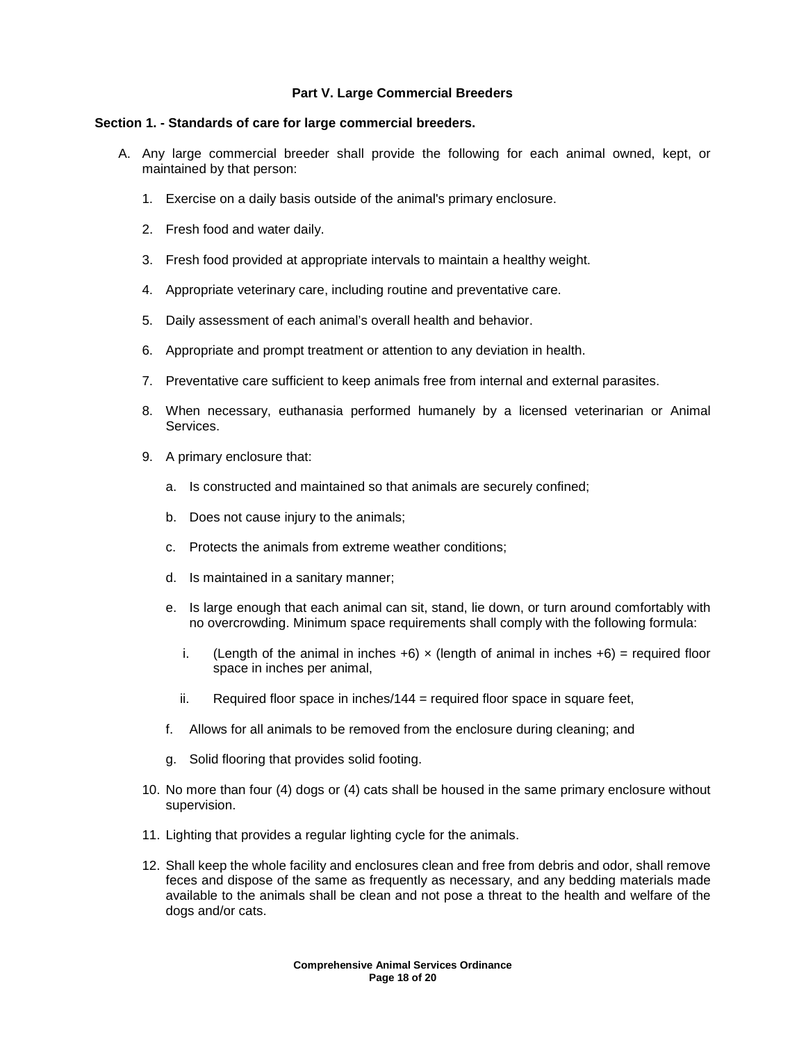## Part V. Large Commercial Breeders

### Section 1. - Standards of care for large commercial breeders.

A. Any large commercial breeder shall provide the following for each animal owned, kept, or maintained by that person:

1. Exercise on a daily basis outside of the animal's primary enclosure.

2. Fresh food and water daily.

3. Fresh food provided at appropriate intervals to maintain a healthy weight.

4. Appropriate veterinary care, including routine and preventative care.

5. Daily assessment of each animal's overall health and behavior.

6. Appropriate and prompt treatment or attention to any deviation in health.

7. Preventative care sufficient to keep animals free from internal and external parasites.

8. When necessary, euthanasia performed humanely by a licensed veterinarian or Animal Services.

9. A primary enclosure that:

   a. Is constructed and maintained so that animals are securely confined;

   b. Does not cause injury to the animals;

   c. Protects the animals from extreme weather conditions;

   d. Is maintained in a sanitary manner;

   e. Is large enough that each animal can sit, stand, lie down, or turn around comfortably with no overcrowding. Minimum space requirements shall comply with the following formula:

      i. (Length of the animal in inches +6) × (length of animal in inches +6) = required floor space in inches per animal,

      ii. Required floor space in inches/144 = required floor space in square feet,

   f. Allows for all animals to be removed from the enclosure during cleaning; and

   g. Solid flooring that provides solid footing.

10. No more than four (4) dogs or (4) cats shall be housed in the same primary enclosure without supervision.

11. Lighting that provides a regular lighting cycle for the animals.

12. Shall keep the whole facility and enclosures clean and free from debris and odor, shall remove feces and dispose of the same as frequently as necessary, and any bedding materials made available to the animals shall be clean and not pose a threat to the health and welfare of the dogs and/or cats.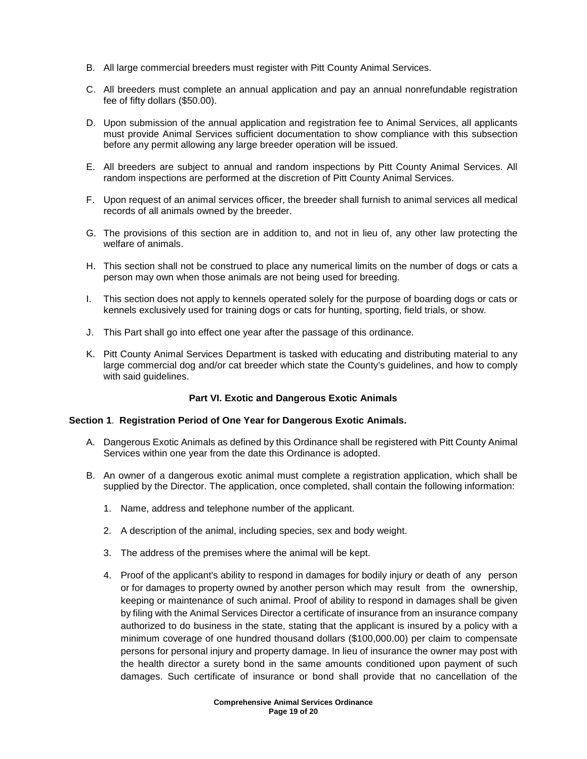B. All large commercial breeders must register with Pitt County Animal Services.

C. All breeders must complete an annual application and pay an annual nonrefundable registration fee of fifty dollars ($50.00).

D. Upon submission of the annual application and registration fee to Animal Services, all applicants must provide Animal Services sufficient documentation to show compliance with this subsection before any permit allowing any large breeder operation will be issued.

E. All breeders are subject to annual and random inspections by Pitt County Animal Services. All random inspections are performed at the discretion of Pitt County Animal Services.

F. Upon request of an animal services officer, the breeder shall furnish to animal services all medical records of all animals owned by the breeder.

G. The provisions of this section are in addition to, and not in lieu of, any other law protecting the welfare of animals.

H. This section shall not be construed to place any numerical limits on the number of dogs or cats a person may own when those animals are not being used for breeding.

I. This section does not apply to kennels operated solely for the purpose of boarding dogs or cats or kennels exclusively used for training dogs or cats for hunting, sporting, field trials, or show.

J. This Part shall go into effect one year after the passage of this ordinance.

K. Pitt County Animal Services Department is tasked with educating and distributing material to any large commercial dog and/or cat breeder which state the County's guidelines, and how to comply with said guidelines.

## Part VI. Exotic and Dangerous Exotic Animals

**Section 1. Registration Period of One Year for Dangerous Exotic Animals.**

A. Dangerous Exotic Animals as defined by this Ordinance shall be registered with Pitt County Animal Services within one year from the date this Ordinance is adopted.

B. An owner of a dangerous exotic animal must complete a registration application, which shall be supplied by the Director. The application, once completed, shall contain the following information:

   1. Name, address and telephone number of the applicant.

   2. A description of the animal, including species, sex and body weight.

   3. The address of the premises where the animal will be kept.

   4. Proof of the applicant's ability to respond in damages for bodily injury or death of any person or for damages to property owned by another person which may result from the ownership, keeping or maintenance of such animal. Proof of ability to respond in damages shall be given by filing with the Animal Services Director a certificate of insurance from an insurance company authorized to do business in the state, stating that the applicant is insured by a policy with a minimum coverage of one hundred thousand dollars ($100,000.00) per claim to compensate persons for personal injury and property damage. In lieu of insurance the owner may post with the health director a surety bond in the same amounts conditioned upon payment of such damages. Such certificate of insurance or bond shall provide that no cancellation of the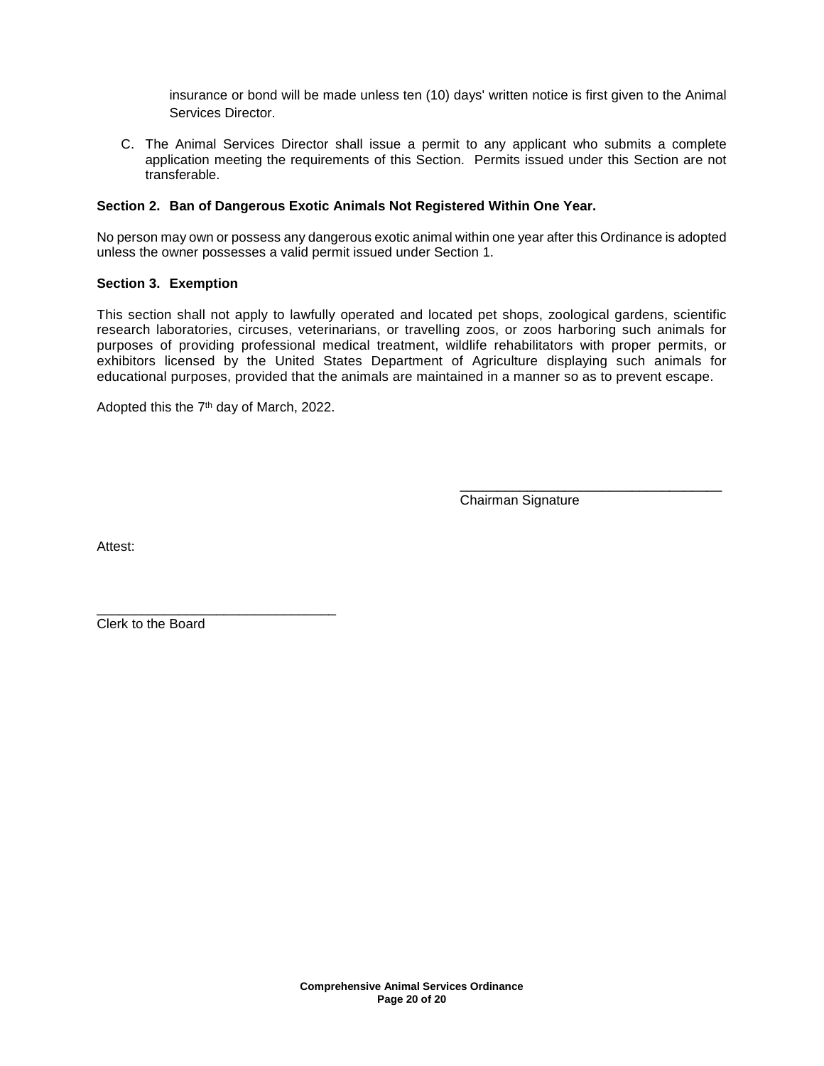insurance or bond will be made unless ten (10) days' written notice is first given to the Animal Services Director.

C. The Animal Services Director shall issue a permit to any applicant who submits a complete application meeting the requirements of this Section. Permits issued under this Section are not transferable.

**Section 2. Ban of Dangerous Exotic Animals Not Registered Within One Year.**

No person may own or possess any dangerous exotic animal within one year after this Ordinance is adopted unless the owner possesses a valid permit issued under Section 1.

**Section 3. Exemption**

This section shall not apply to lawfully operated and located pet shops, zoological gardens, scientific research laboratories, circuses, veterinarians, or travelling zoos, or zoos harboring such animals for purposes of providing professional medical treatment, wildlife rehabilitators with proper permits, or exhibitors licensed by the United States Department of Agriculture displaying such animals for educational purposes, provided that the animals are maintained in a manner so as to prevent escape.

Adopted this the 7th day of March, 2022.

___________________________________
Chairman Signature

Attest:

_______________________________
Clerk to the Board